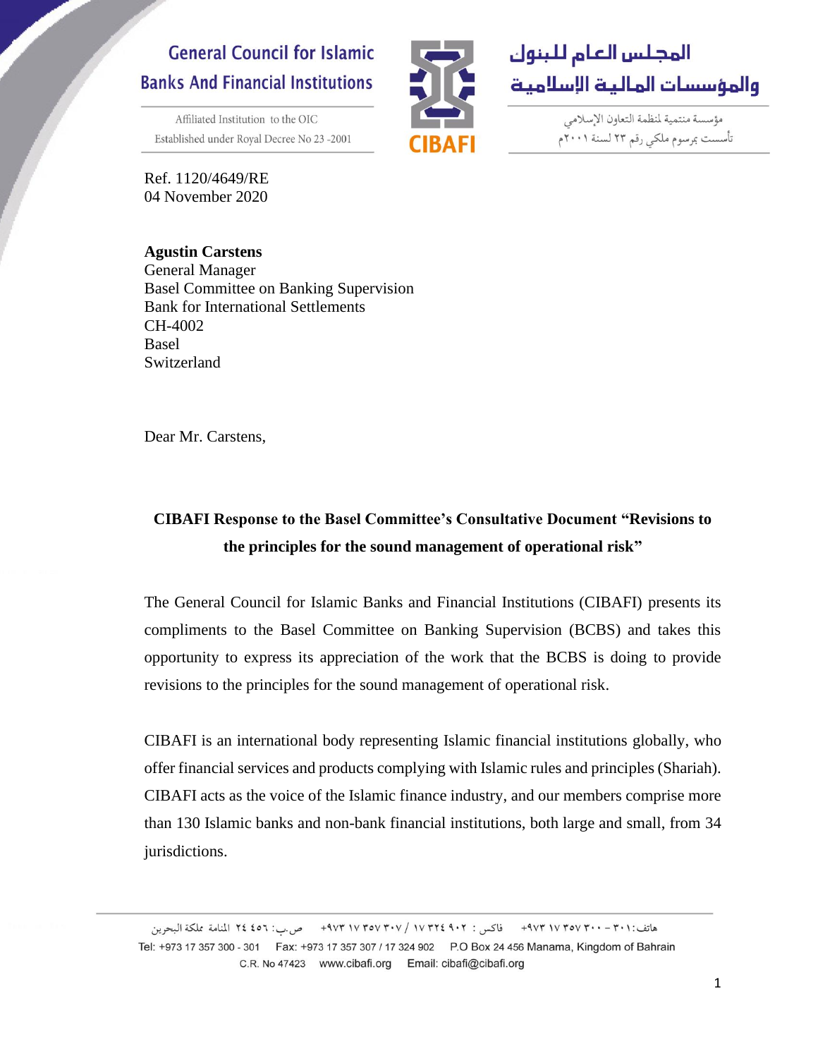General Council for Islamic Banks And Financial Institutions

Affiliated Institution to the OIC
Established under Royal Decree No 23 -2001

المجلس العام للبنوك والمؤسسات المالية الإسلامية

مؤسسة منتمية لمنظمة التعاون الإسلامي
تأسست بمرسوم ملكي رقم ٢٣ لسنة ٢٠٠١م

CIBAFI

Ref. 1120/4649/RE
04 November 2020

**Agustin Carstens**
General Manager
Basel Committee on Banking Supervision
Bank for International Settlements
CH-4002
Basel
Switzerland

Dear Mr. Carstens,

**CIBAFI Response to the Basel Committee's Consultative Document "Revisions to the principles for the sound management of operational risk"**

The General Council for Islamic Banks and Financial Institutions (CIBAFI) presents its compliments to the Basel Committee on Banking Supervision (BCBS) and takes this opportunity to express its appreciation of the work that the BCBS is doing to provide revisions to the principles for the sound management of operational risk.

CIBAFI is an international body representing Islamic financial institutions globally, who offer financial services and products complying with Islamic rules and principles (Shariah). CIBAFI acts as the voice of the Islamic finance industry, and our members comprise more than 130 Islamic banks and non-bank financial institutions, both large and small, from 34 jurisdictions.

هاتف: ٣٠١ - ٣٠٠ ٣٥٧ ١٧ ٩٧٣+ فاكس: ٩٠٢ ٣٢٤ ١٧ / ٣٠٧ ٣٥٧ ١٧ ٩٧٣+ ص.ب: ٢٤٤٥٦ المنامة مملكة البحرين
Tel: +973 17 357 300 - 301 Fax: +973 17 357 307 / 17 324 902 P.O Box 24 456 Manama, Kingdom of Bahrain
C.R. No 47423 www.cibafi.org Email: cibafi@cibafi.org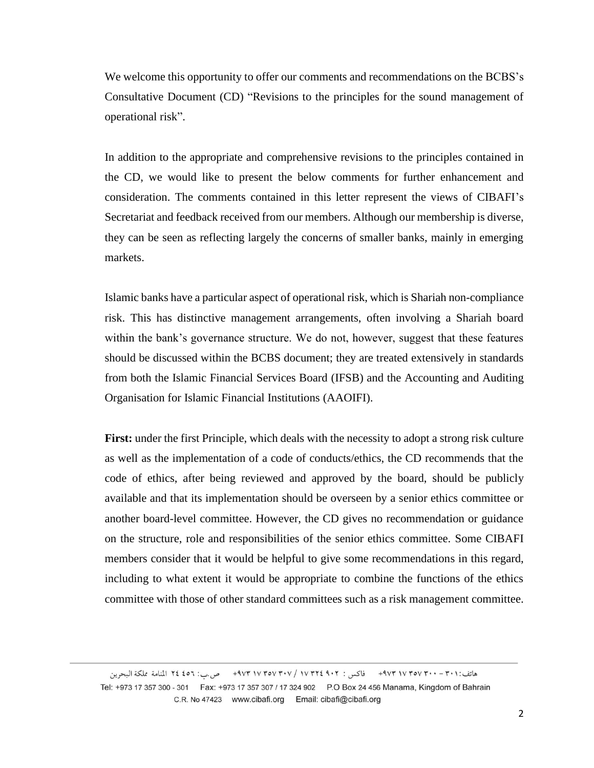We welcome this opportunity to offer our comments and recommendations on the BCBS's Consultative Document (CD) "Revisions to the principles for the sound management of operational risk".

In addition to the appropriate and comprehensive revisions to the principles contained in the CD, we would like to present the below comments for further enhancement and consideration. The comments contained in this letter represent the views of CIBAFI's Secretariat and feedback received from our members. Although our membership is diverse, they can be seen as reflecting largely the concerns of smaller banks, mainly in emerging markets.

Islamic banks have a particular aspect of operational risk, which is Shariah non-compliance risk. This has distinctive management arrangements, often involving a Shariah board within the bank's governance structure. We do not, however, suggest that these features should be discussed within the BCBS document; they are treated extensively in standards from both the Islamic Financial Services Board (IFSB) and the Accounting and Auditing Organisation for Islamic Financial Institutions (AAOIFI).

**First:** under the first Principle, which deals with the necessity to adopt a strong risk culture as well as the implementation of a code of conducts/ethics, the CD recommends that the code of ethics, after being reviewed and approved by the board, should be publicly available and that its implementation should be overseen by a senior ethics committee or another board-level committee. However, the CD gives no recommendation or guidance on the structure, role and responsibilities of the senior ethics committee. Some CIBAFI members consider that it would be helpful to give some recommendations in this regard, including to what extent it would be appropriate to combine the functions of the ethics committee with those of other standard committees such as a risk management committee.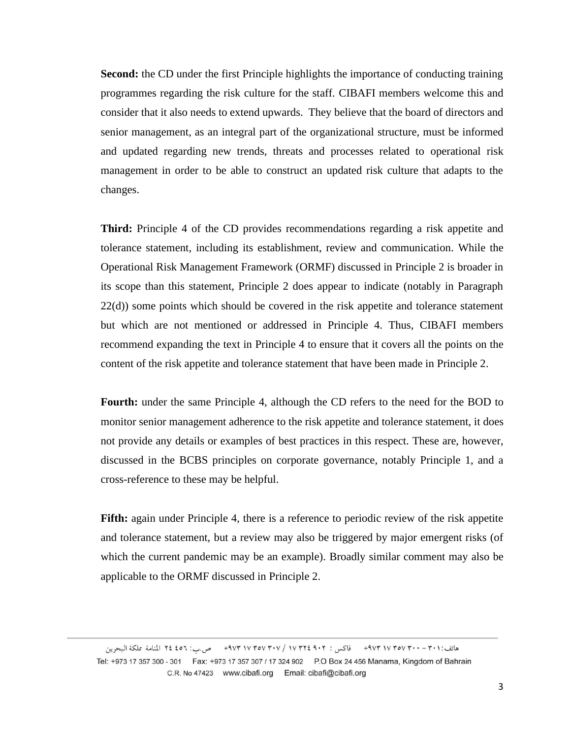**Second:** the CD under the first Principle highlights the importance of conducting training programmes regarding the risk culture for the staff. CIBAFI members welcome this and consider that it also needs to extend upwards. They believe that the board of directors and senior management, as an integral part of the organizational structure, must be informed and updated regarding new trends, threats and processes related to operational risk management in order to be able to construct an updated risk culture that adapts to the changes.

**Third:** Principle 4 of the CD provides recommendations regarding a risk appetite and tolerance statement, including its establishment, review and communication. While the Operational Risk Management Framework (ORMF) discussed in Principle 2 is broader in its scope than this statement, Principle 2 does appear to indicate (notably in Paragraph 22(d)) some points which should be covered in the risk appetite and tolerance statement but which are not mentioned or addressed in Principle 4. Thus, CIBAFI members recommend expanding the text in Principle 4 to ensure that it covers all the points on the content of the risk appetite and tolerance statement that have been made in Principle 2.

**Fourth:** under the same Principle 4, although the CD refers to the need for the BOD to monitor senior management adherence to the risk appetite and tolerance statement, it does not provide any details or examples of best practices in this respect. These are, however, discussed in the BCBS principles on corporate governance, notably Principle 1, and a cross-reference to these may be helpful.

**Fifth:** again under Principle 4, there is a reference to periodic review of the risk appetite and tolerance statement, but a review may also be triggered by major emergent risks (of which the current pandemic may be an example). Broadly similar comment may also be applicable to the ORMF discussed in Principle 2.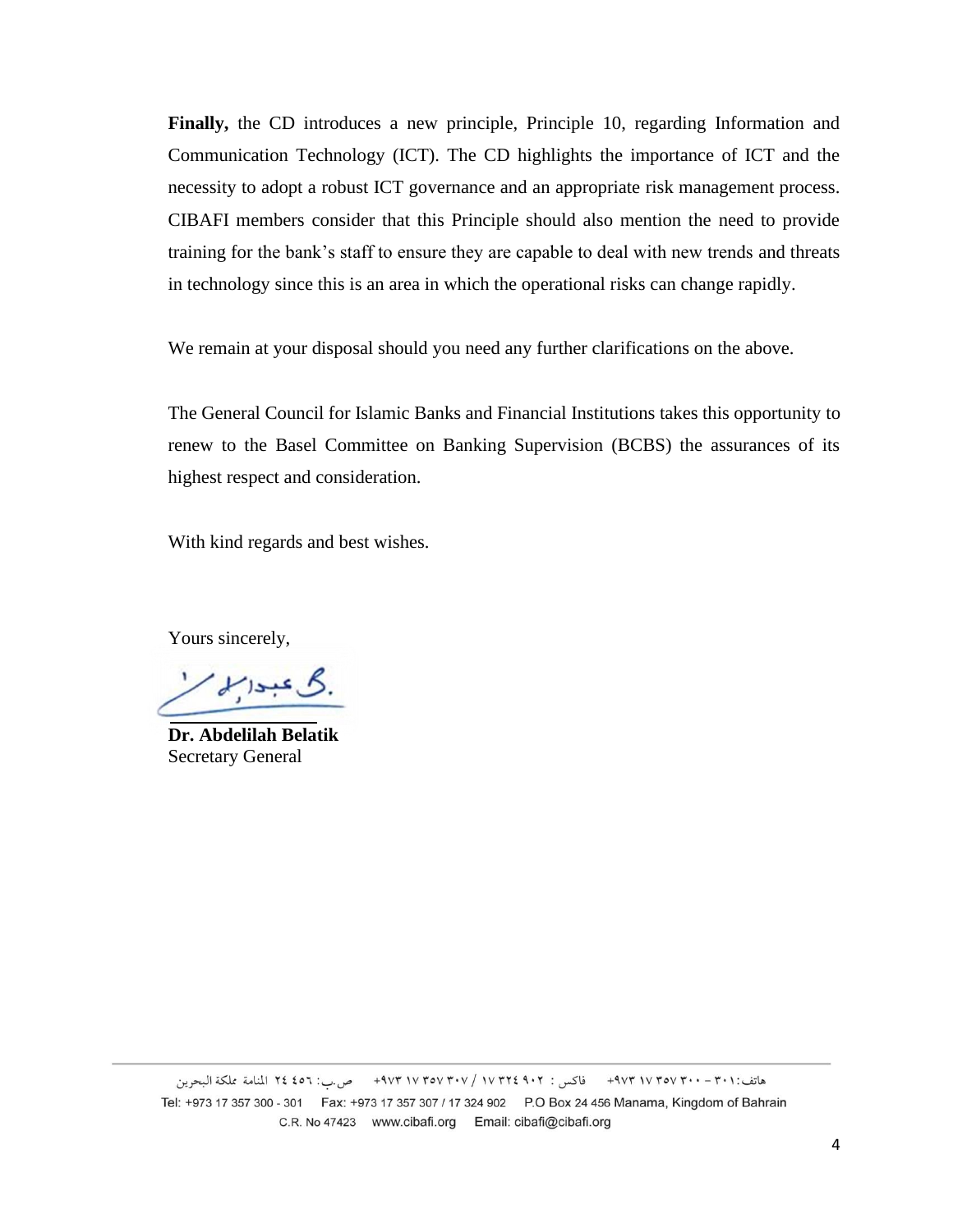**Finally,** the CD introduces a new principle, Principle 10, regarding Information and Communication Technology (ICT). The CD highlights the importance of ICT and the necessity to adopt a robust ICT governance and an appropriate risk management process. CIBAFI members consider that this Principle should also mention the need to provide training for the bank's staff to ensure they are capable to deal with new trends and threats in technology since this is an area in which the operational risks can change rapidly.

We remain at your disposal should you need any further clarifications on the above.

The General Council for Islamic Banks and Financial Institutions takes this opportunity to renew to the Basel Committee on Banking Supervision (BCBS) the assurances of its highest respect and consideration.

With kind regards and best wishes.

Yours sincerely,

**Dr. Abdelilah Belatik**
Secretary General